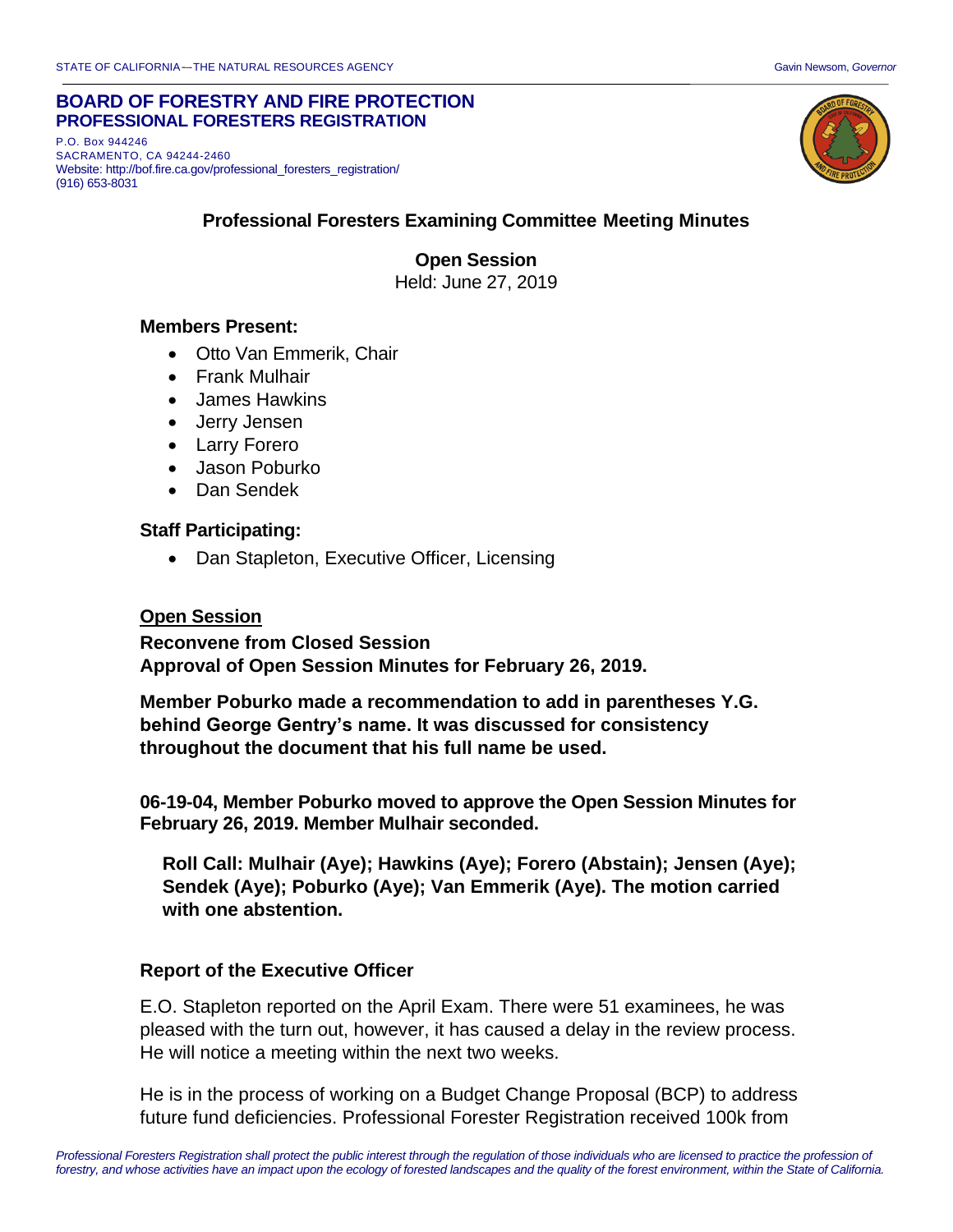STATE OF CALIFORNIA—THE NATURAL RESOURCES AGENCY Gavin Newsom, *Governor*

**BOARD OF FORESTRY AND FIRE PROTECTION**
**PROFESSIONAL FORESTERS REGISTRATION**

P.O. Box 944246
SACRAMENTO, CA 94244-2460
Website: http://bof.fire.ca.gov/professional_foresters_registration/
(916) 653-8031

## Professional Foresters Examining Committee Meeting Minutes

### Open Session

Held: June 27, 2019

**Members Present:**

- Otto Van Emmerik, Chair
- Frank Mulhair
- James Hawkins
- Jerry Jensen
- Larry Forero
- Jason Poburko
- Dan Sendek

**Staff Participating:**

- Dan Stapleton, Executive Officer, Licensing

**Open Session**

**Reconvene from Closed Session**
**Approval of Open Session Minutes for February 26, 2019.**

**Member Poburko made a recommendation to add in parentheses Y.G. behind George Gentry's name. It was discussed for consistency throughout the document that his full name be used.**

**06-19-04, Member Poburko moved to approve the Open Session Minutes for February 26, 2019. Member Mulhair seconded.**

**Roll Call: Mulhair (Aye); Hawkins (Aye); Forero (Abstain); Jensen (Aye); Sendek (Aye); Poburko (Aye); Van Emmerik (Aye). The motion carried with one abstention.**

**Report of the Executive Officer**

E.O. Stapleton reported on the April Exam. There were 51 examinees, he was pleased with the turn out, however, it has caused a delay in the review process. He will notice a meeting within the next two weeks.

He is in the process of working on a Budget Change Proposal (BCP) to address future fund deficiencies. Professional Forester Registration received 100k from

*Professional Foresters Registration shall protect the public interest through the regulation of those individuals who are licensed to practice the profession of forestry, and whose activities have an impact upon the ecology of forested landscapes and the quality of the forest environment, within the State of California.*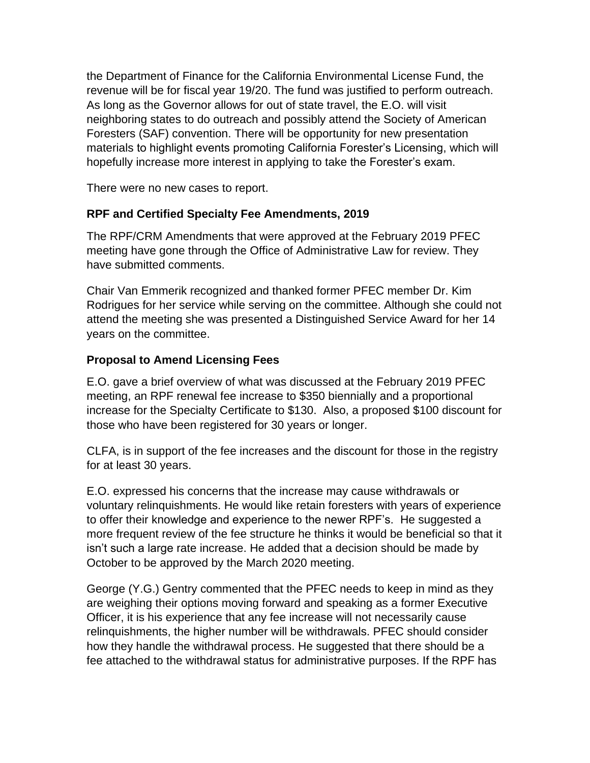the Department of Finance for the California Environmental License Fund, the revenue will be for fiscal year 19/20. The fund was justified to perform outreach. As long as the Governor allows for out of state travel, the E.O. will visit neighboring states to do outreach and possibly attend the Society of American Foresters (SAF) convention. There will be opportunity for new presentation materials to highlight events promoting California Forester's Licensing, which will hopefully increase more interest in applying to take the Forester's exam.

There were no new cases to report.

**RPF and Certified Specialty Fee Amendments, 2019**

The RPF/CRM Amendments that were approved at the February 2019 PFEC meeting have gone through the Office of Administrative Law for review. They have submitted comments.

Chair Van Emmerik recognized and thanked former PFEC member Dr. Kim Rodrigues for her service while serving on the committee. Although she could not attend the meeting she was presented a Distinguished Service Award for her 14 years on the committee.

**Proposal to Amend Licensing Fees**

E.O. gave a brief overview of what was discussed at the February 2019 PFEC meeting, an RPF renewal fee increase to $350 biennially and a proportional increase for the Specialty Certificate to $130. Also, a proposed $100 discount for those who have been registered for 30 years or longer.

CLFA, is in support of the fee increases and the discount for those in the registry for at least 30 years.

E.O. expressed his concerns that the increase may cause withdrawals or voluntary relinquishments. He would like retain foresters with years of experience to offer their knowledge and experience to the newer RPF's. He suggested a more frequent review of the fee structure he thinks it would be beneficial so that it isn't such a large rate increase. He added that a decision should be made by October to be approved by the March 2020 meeting.

George (Y.G.) Gentry commented that the PFEC needs to keep in mind as they are weighing their options moving forward and speaking as a former Executive Officer, it is his experience that any fee increase will not necessarily cause relinquishments, the higher number will be withdrawals. PFEC should consider how they handle the withdrawal process. He suggested that there should be a fee attached to the withdrawal status for administrative purposes. If the RPF has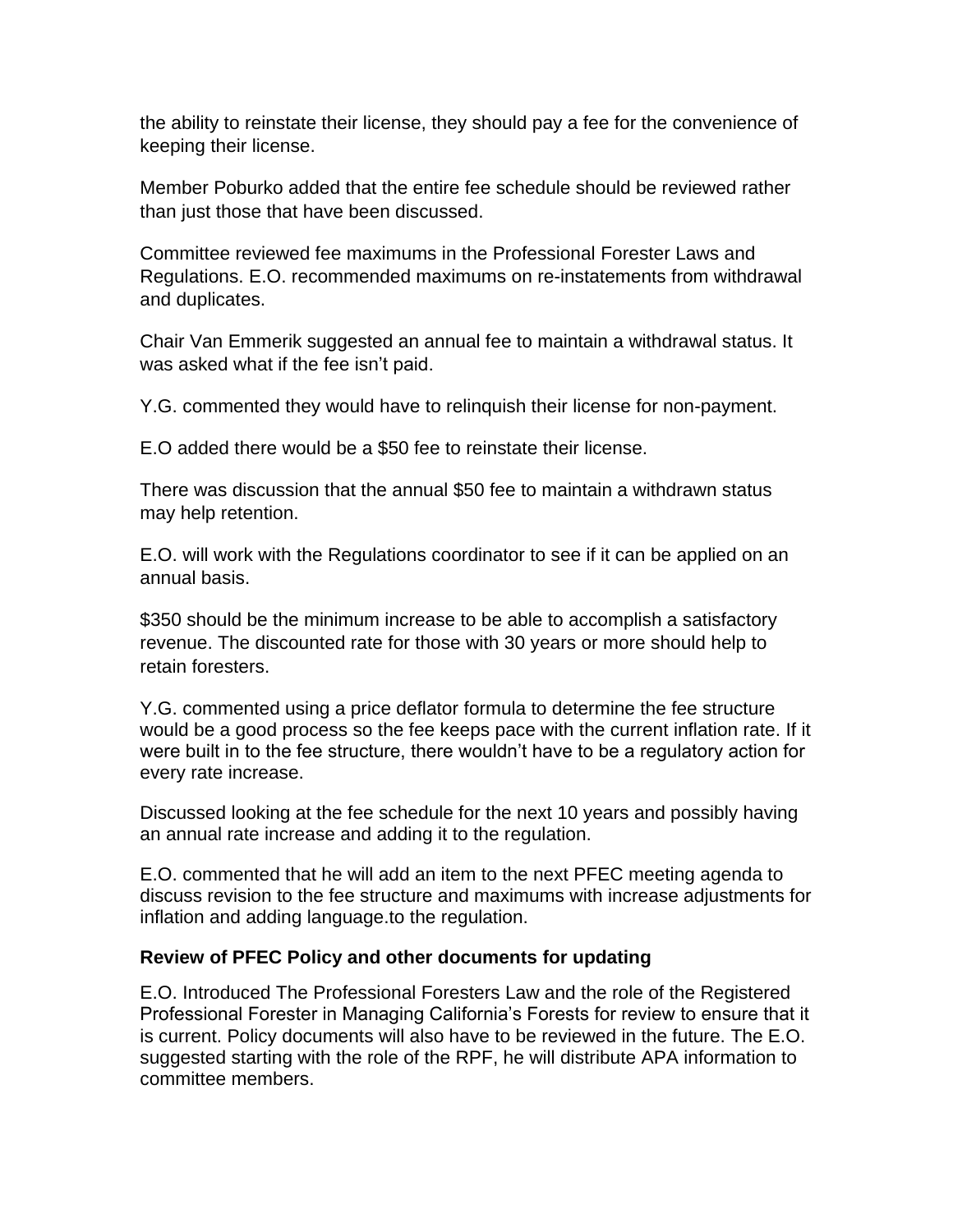the ability to reinstate their license, they should pay a fee for the convenience of keeping their license.

Member Poburko added that the entire fee schedule should be reviewed rather than just those that have been discussed.

Committee reviewed fee maximums in the Professional Forester Laws and Regulations. E.O. recommended maximums on re-instatements from withdrawal and duplicates.

Chair Van Emmerik suggested an annual fee to maintain a withdrawal status. It was asked what if the fee isn't paid.

Y.G. commented they would have to relinquish their license for non-payment.

E.O added there would be a $50 fee to reinstate their license.

There was discussion that the annual $50 fee to maintain a withdrawn status may help retention.

E.O. will work with the Regulations coordinator to see if it can be applied on an annual basis.

$350 should be the minimum increase to be able to accomplish a satisfactory revenue. The discounted rate for those with 30 years or more should help to retain foresters.

Y.G. commented using a price deflator formula to determine the fee structure would be a good process so the fee keeps pace with the current inflation rate. If it were built in to the fee structure, there wouldn't have to be a regulatory action for every rate increase.

Discussed looking at the fee schedule for the next 10 years and possibly having an annual rate increase and adding it to the regulation.

E.O. commented that he will add an item to the next PFEC meeting agenda to discuss revision to the fee structure and maximums with increase adjustments for inflation and adding language.to the regulation.

**Review of PFEC Policy and other documents for updating**

E.O. Introduced The Professional Foresters Law and the role of the Registered Professional Forester in Managing California's Forests for review to ensure that it is current. Policy documents will also have to be reviewed in the future. The E.O. suggested starting with the role of the RPF, he will distribute APA information to committee members.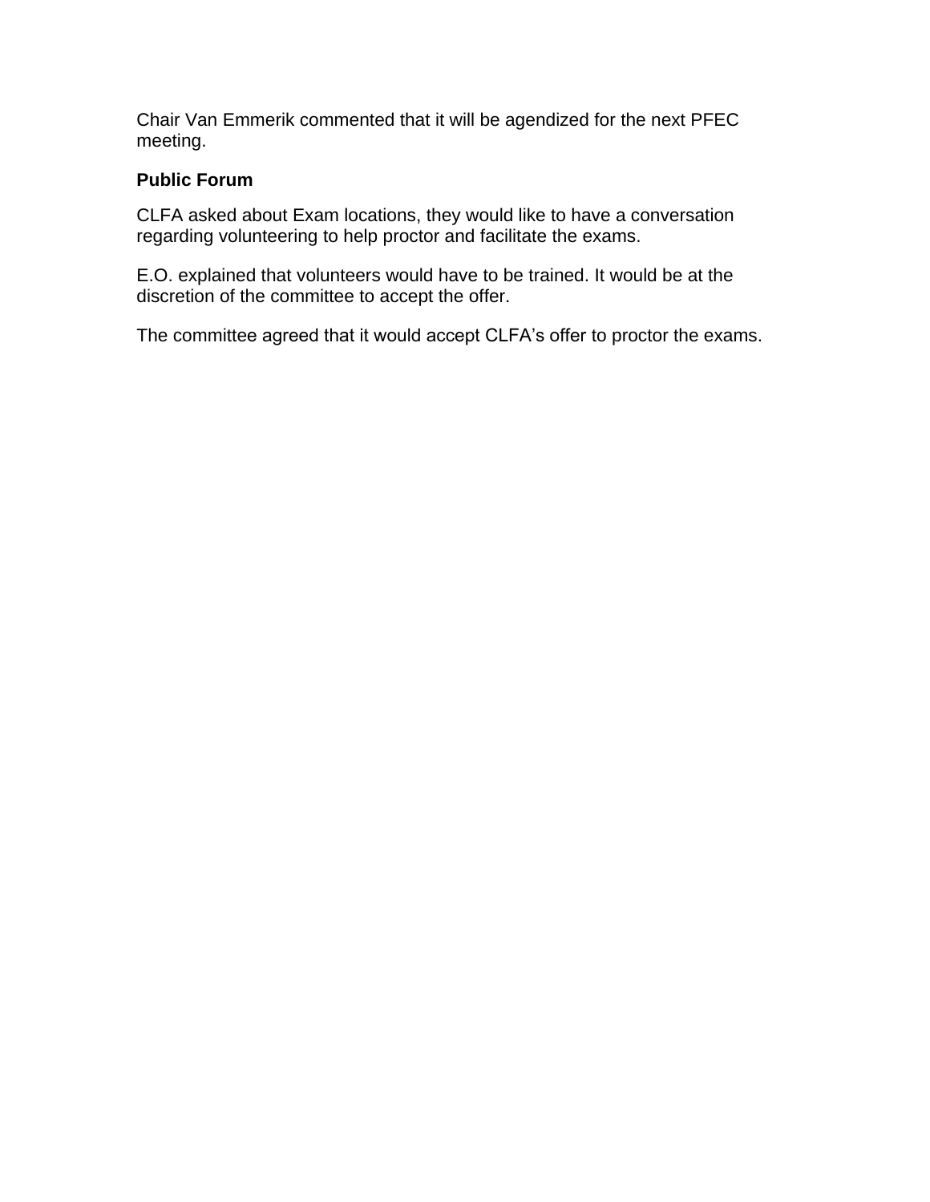Chair Van Emmerik commented that it will be agendized for the next PFEC meeting.

**Public Forum**

CLFA asked about Exam locations, they would like to have a conversation regarding volunteering to help proctor and facilitate the exams.

E.O. explained that volunteers would have to be trained. It would be at the discretion of the committee to accept the offer.

The committee agreed that it would accept CLFA's offer to proctor the exams.